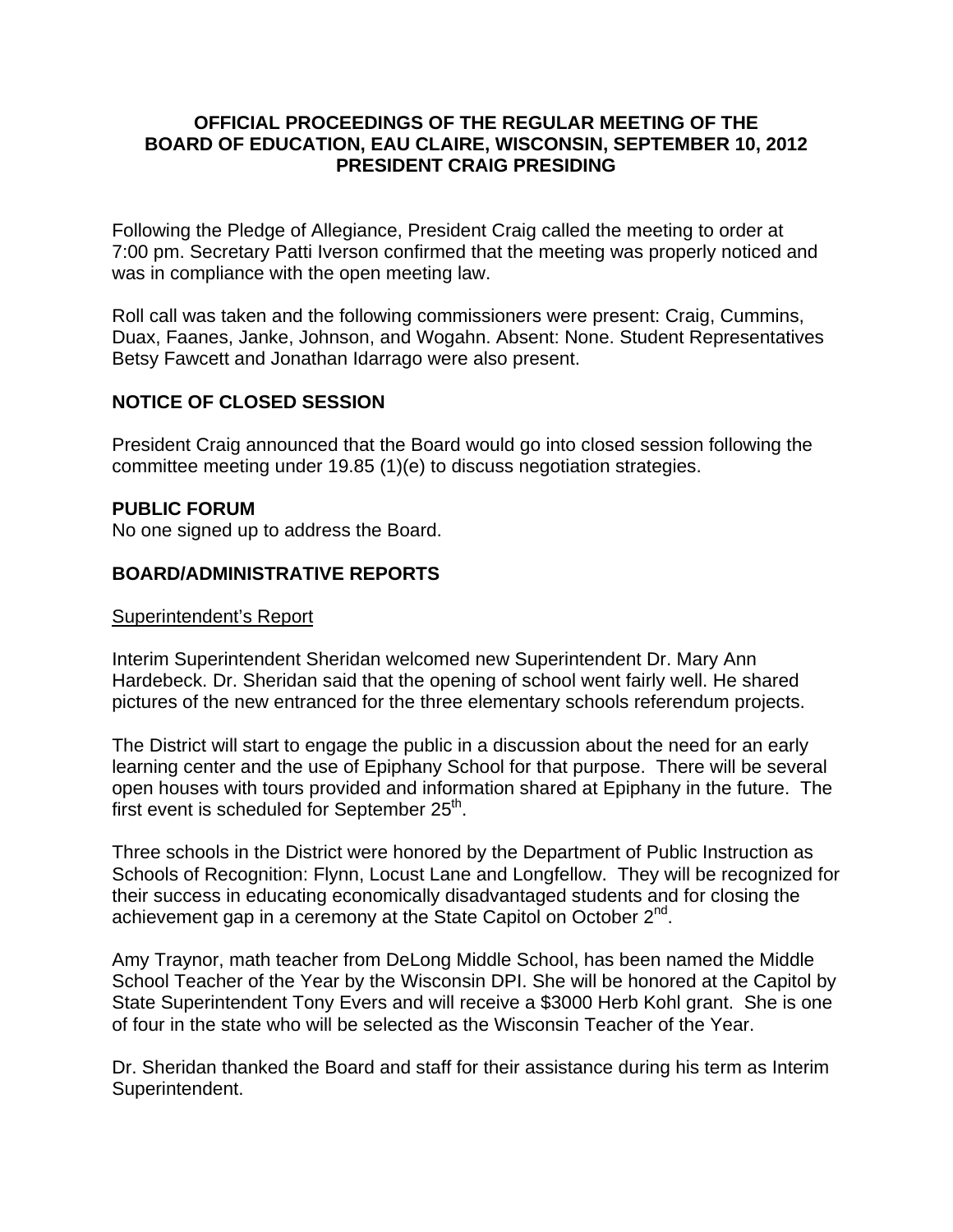# OFFICIAL PROCEEDINGS OF THE REGULAR MEETING OF THE BOARD OF EDUCATION, EAU CLAIRE, WISCONSIN, SEPTEMBER 10, 2012 PRESIDENT CRAIG PRESIDING

Following the Pledge of Allegiance, President Craig called the meeting to order at 7:00 pm. Secretary Patti Iverson confirmed that the meeting was properly noticed and was in compliance with the open meeting law.

Roll call was taken and the following commissioners were present: Craig, Cummins, Duax, Faanes, Janke, Johnson, and Wogahn. Absent: None. Student Representatives Betsy Fawcett and Jonathan Idarrago were also present.

## NOTICE OF CLOSED SESSION

President Craig announced that the Board would go into closed session following the committee meeting under 19.85 (1)(e) to discuss negotiation strategies.

## PUBLIC FORUM

No one signed up to address the Board.

## BOARD/ADMINISTRATIVE REPORTS

### Superintendent's Report

Interim Superintendent Sheridan welcomed new Superintendent Dr. Mary Ann Hardebeck. Dr. Sheridan said that the opening of school went fairly well. He shared pictures of the new entranced for the three elementary schools referendum projects.

The District will start to engage the public in a discussion about the need for an early learning center and the use of Epiphany School for that purpose. There will be several open houses with tours provided and information shared at Epiphany in the future. The first event is scheduled for September 25th.

Three schools in the District were honored by the Department of Public Instruction as Schools of Recognition: Flynn, Locust Lane and Longfellow. They will be recognized for their success in educating economically disadvantaged students and for closing the achievement gap in a ceremony at the State Capitol on October 2nd.

Amy Traynor, math teacher from DeLong Middle School, has been named the Middle School Teacher of the Year by the Wisconsin DPI. She will be honored at the Capitol by State Superintendent Tony Evers and will receive a $3000 Herb Kohl grant. She is one of four in the state who will be selected as the Wisconsin Teacher of the Year.

Dr. Sheridan thanked the Board and staff for their assistance during his term as Interim Superintendent.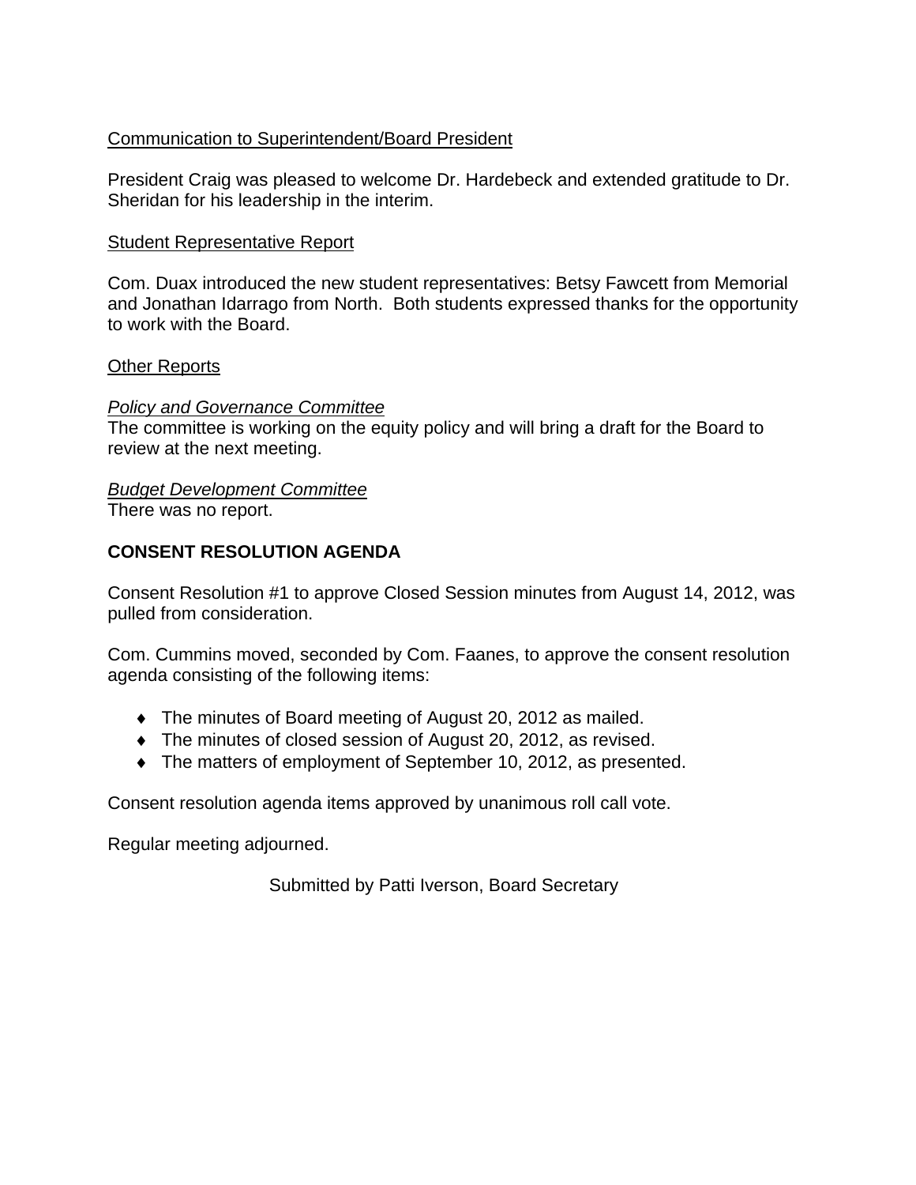Communication to Superintendent/Board President

President Craig was pleased to welcome Dr. Hardebeck and extended gratitude to Dr. Sheridan for his leadership in the interim.

Student Representative Report

Com. Duax introduced the new student representatives: Betsy Fawcett from Memorial and Jonathan Idarrago from North. Both students expressed thanks for the opportunity to work with the Board.

Other Reports

*Policy and Governance Committee*
The committee is working on the equity policy and will bring a draft for the Board to review at the next meeting.

*Budget Development Committee*
There was no report.

**CONSENT RESOLUTION AGENDA**

Consent Resolution #1 to approve Closed Session minutes from August 14, 2012, was pulled from consideration.

Com. Cummins moved, seconded by Com. Faanes, to approve the consent resolution agenda consisting of the following items:

- The minutes of Board meeting of August 20, 2012 as mailed.
- The minutes of closed session of August 20, 2012, as revised.
- The matters of employment of September 10, 2012, as presented.

Consent resolution agenda items approved by unanimous roll call vote.

Regular meeting adjourned.

Submitted by Patti Iverson, Board Secretary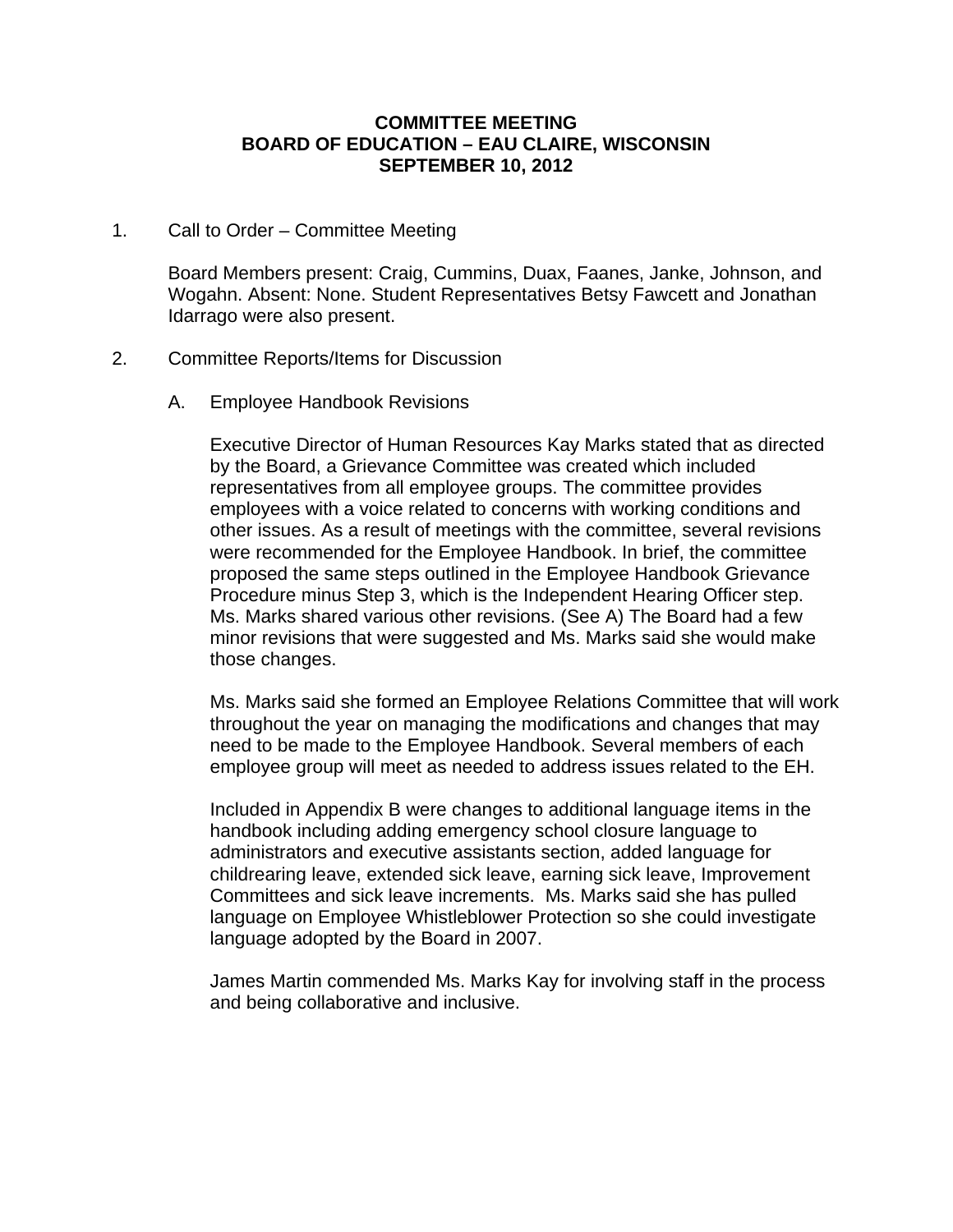**COMMITTEE MEETING**
**BOARD OF EDUCATION – EAU CLAIRE, WISCONSIN**
**SEPTEMBER 10, 2012**

1. Call to Order – Committee Meeting

   Board Members present: Craig, Cummins, Duax, Faanes, Janke, Johnson, and Wogahn. Absent: None. Student Representatives Betsy Fawcett and Jonathan Idarrago were also present.

2. Committee Reports/Items for Discussion

   A. Employee Handbook Revisions

      Executive Director of Human Resources Kay Marks stated that as directed by the Board, a Grievance Committee was created which included representatives from all employee groups. The committee provides employees with a voice related to concerns with working conditions and other issues. As a result of meetings with the committee, several revisions were recommended for the Employee Handbook. In brief, the committee proposed the same steps outlined in the Employee Handbook Grievance Procedure minus Step 3, which is the Independent Hearing Officer step. Ms. Marks shared various other revisions. (See A) The Board had a few minor revisions that were suggested and Ms. Marks said she would make those changes.

      Ms. Marks said she formed an Employee Relations Committee that will work throughout the year on managing the modifications and changes that may need to be made to the Employee Handbook. Several members of each employee group will meet as needed to address issues related to the EH.

      Included in Appendix B were changes to additional language items in the handbook including adding emergency school closure language to administrators and executive assistants section, added language for childrearing leave, extended sick leave, earning sick leave, Improvement Committees and sick leave increments. Ms. Marks said she has pulled language on Employee Whistleblower Protection so she could investigate language adopted by the Board in 2007.

      James Martin commended Ms. Marks Kay for involving staff in the process and being collaborative and inclusive.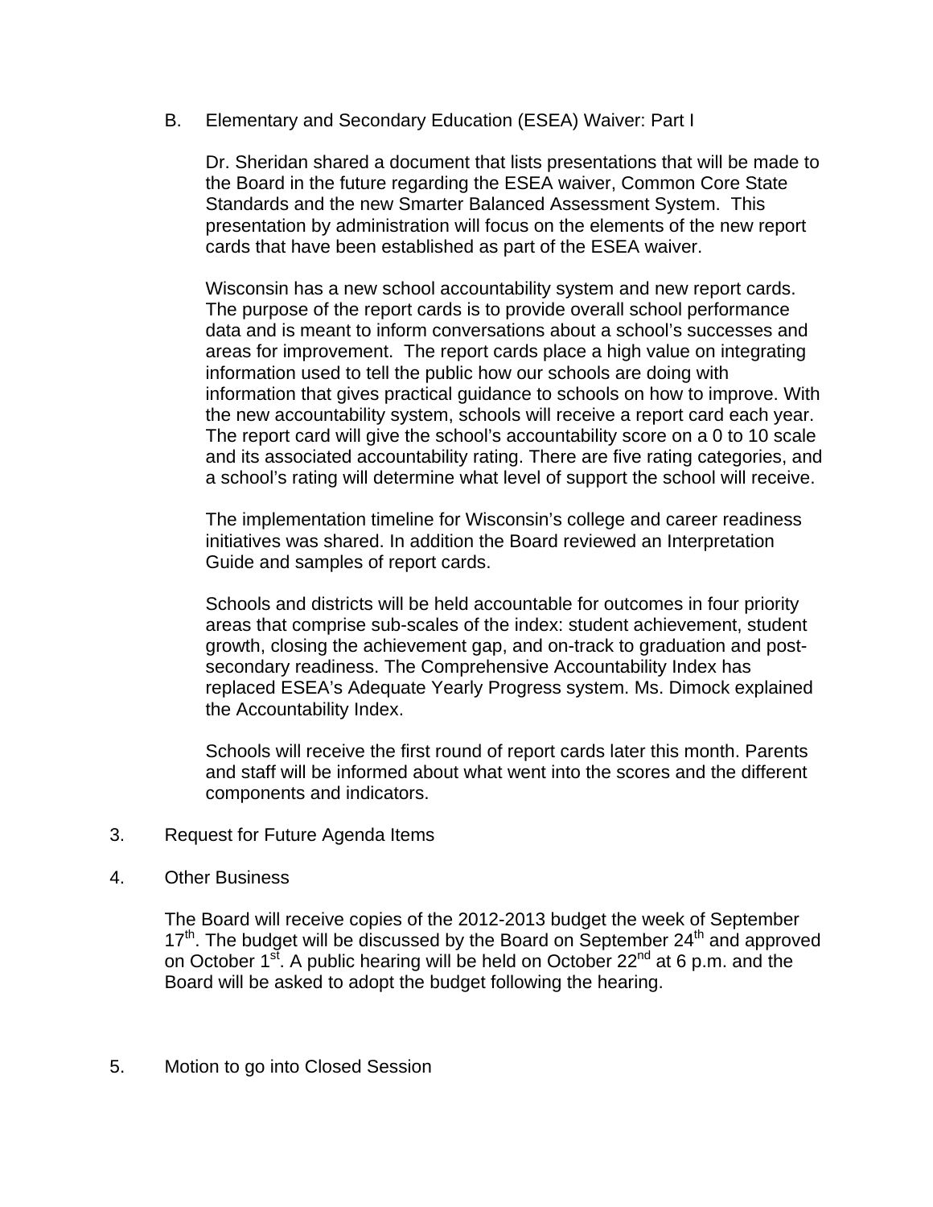B. Elementary and Secondary Education (ESEA) Waiver: Part I

Dr. Sheridan shared a document that lists presentations that will be made to the Board in the future regarding the ESEA waiver, Common Core State Standards and the new Smarter Balanced Assessment System. This presentation by administration will focus on the elements of the new report cards that have been established as part of the ESEA waiver.

Wisconsin has a new school accountability system and new report cards. The purpose of the report cards is to provide overall school performance data and is meant to inform conversations about a school's successes and areas for improvement. The report cards place a high value on integrating information used to tell the public how our schools are doing with information that gives practical guidance to schools on how to improve. With the new accountability system, schools will receive a report card each year. The report card will give the school's accountability score on a 0 to 10 scale and its associated accountability rating. There are five rating categories, and a school's rating will determine what level of support the school will receive.

The implementation timeline for Wisconsin's college and career readiness initiatives was shared. In addition the Board reviewed an Interpretation Guide and samples of report cards.

Schools and districts will be held accountable for outcomes in four priority areas that comprise sub-scales of the index: student achievement, student growth, closing the achievement gap, and on-track to graduation and post-secondary readiness. The Comprehensive Accountability Index has replaced ESEA's Adequate Yearly Progress system. Ms. Dimock explained the Accountability Index.

Schools will receive the first round of report cards later this month. Parents and staff will be informed about what went into the scores and the different components and indicators.

3. Request for Future Agenda Items

4. Other Business

The Board will receive copies of the 2012-2013 budget the week of September 17th. The budget will be discussed by the Board on September 24th and approved on October 1st. A public hearing will be held on October 22nd at 6 p.m. and the Board will be asked to adopt the budget following the hearing.

5. Motion to go into Closed Session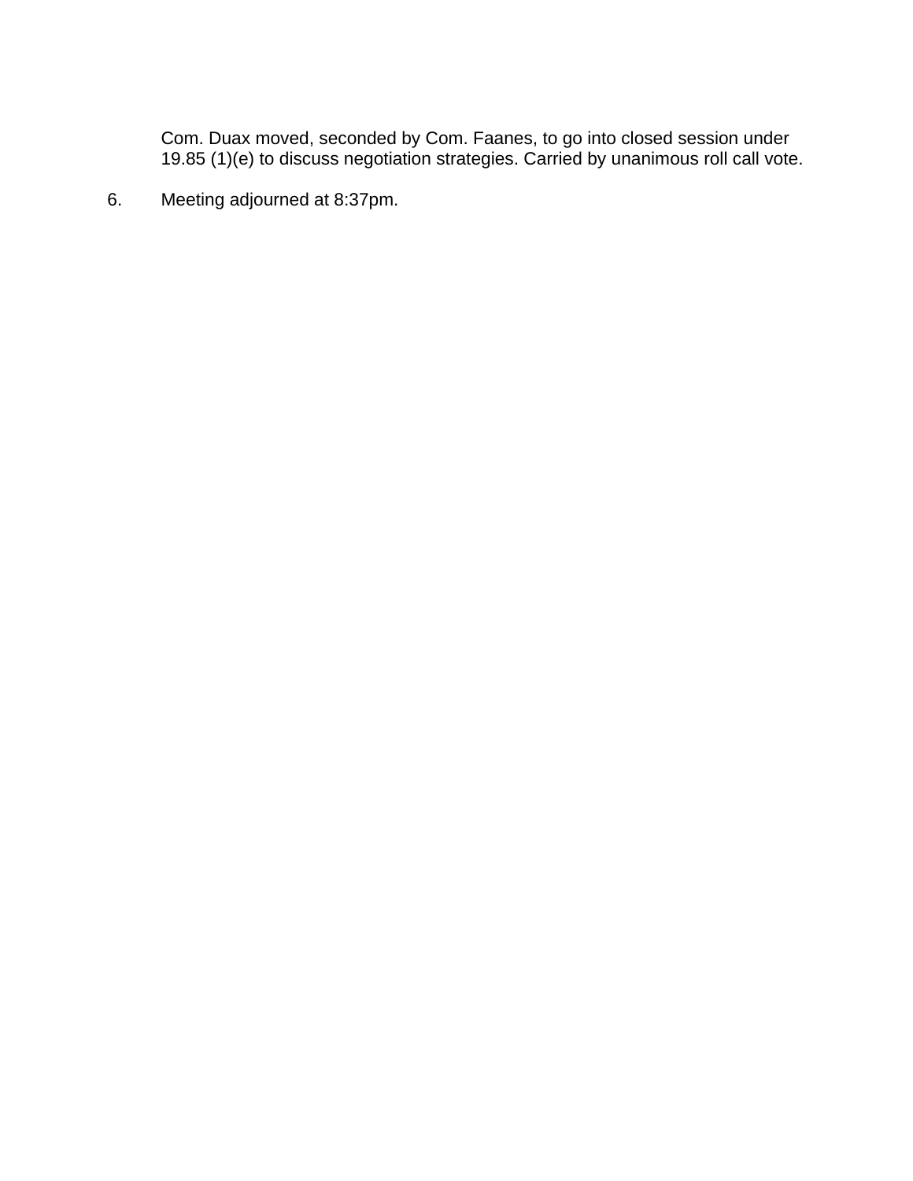Com. Duax moved, seconded by Com. Faanes, to go into closed session under 19.85 (1)(e) to discuss negotiation strategies. Carried by unanimous roll call vote.

6. Meeting adjourned at 8:37pm.